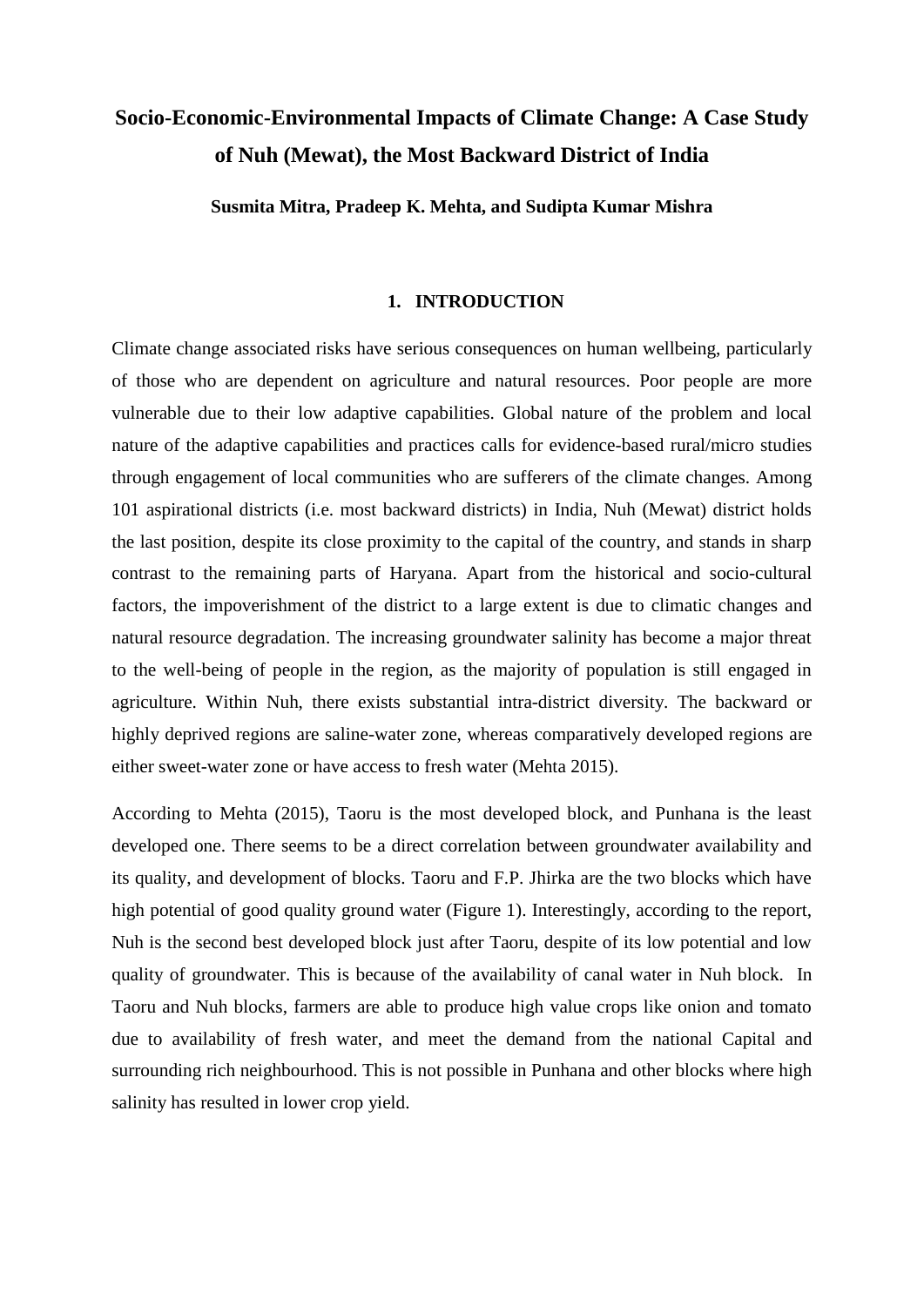# Socio-Economic-Environmental Impacts of Climate Change: A Case Study of Nuh (Mewat), the Most Backward District of India

**Susmita Mitra, Pradeep K. Mehta, and Sudipta Kumar Mishra**

## 1. INTRODUCTION

Climate change associated risks have serious consequences on human wellbeing, particularly of those who are dependent on agriculture and natural resources. Poor people are more vulnerable due to their low adaptive capabilities. Global nature of the problem and local nature of the adaptive capabilities and practices calls for evidence-based rural/micro studies through engagement of local communities who are sufferers of the climate changes. Among 101 aspirational districts (i.e. most backward districts) in India, Nuh (Mewat) district holds the last position, despite its close proximity to the capital of the country, and stands in sharp contrast to the remaining parts of Haryana. Apart from the historical and socio-cultural factors, the impoverishment of the district to a large extent is due to climatic changes and natural resource degradation. The increasing groundwater salinity has become a major threat to the well-being of people in the region, as the majority of population is still engaged in agriculture. Within Nuh, there exists substantial intra-district diversity. The backward or highly deprived regions are saline-water zone, whereas comparatively developed regions are either sweet-water zone or have access to fresh water (Mehta 2015).

According to Mehta (2015), Taoru is the most developed block, and Punhana is the least developed one. There seems to be a direct correlation between groundwater availability and its quality, and development of blocks. Taoru and F.P. Jhirka are the two blocks which have high potential of good quality ground water (Figure 1). Interestingly, according to the report, Nuh is the second best developed block just after Taoru, despite of its low potential and low quality of groundwater. This is because of the availability of canal water in Nuh block. In Taoru and Nuh blocks, farmers are able to produce high value crops like onion and tomato due to availability of fresh water, and meet the demand from the national Capital and surrounding rich neighbourhood. This is not possible in Punhana and other blocks where high salinity has resulted in lower crop yield.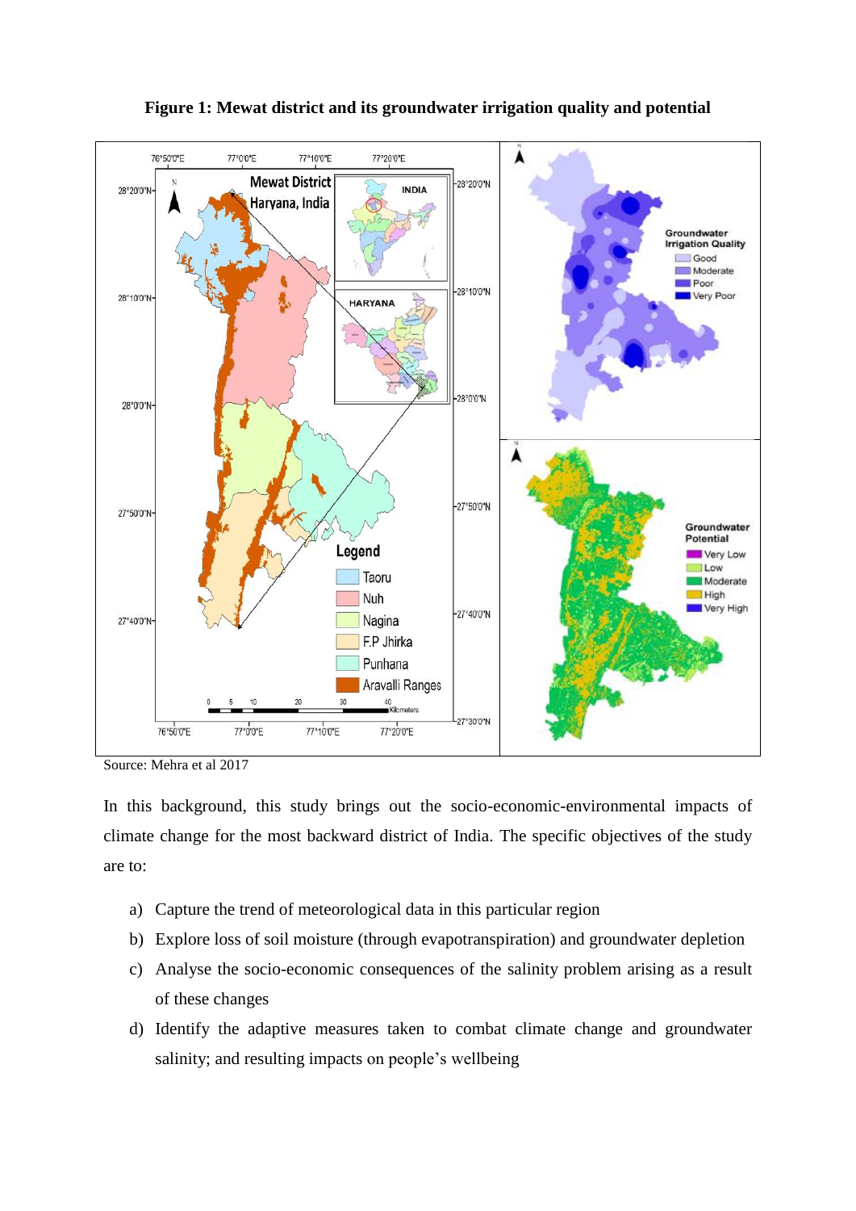**Figure 1: Mewat district and its groundwater irrigation quality and potential**

Source: Mehra et al 2017

In this background, this study brings out the socio-economic-environmental impacts of climate change for the most backward district of India. The specific objectives of the study are to:

a) Capture the trend of meteorological data in this particular region
b) Explore loss of soil moisture (through evapotranspiration) and groundwater depletion
c) Analyse the socio-economic consequences of the salinity problem arising as a result of these changes
d) Identify the adaptive measures taken to combat climate change and groundwater salinity; and resulting impacts on people's wellbeing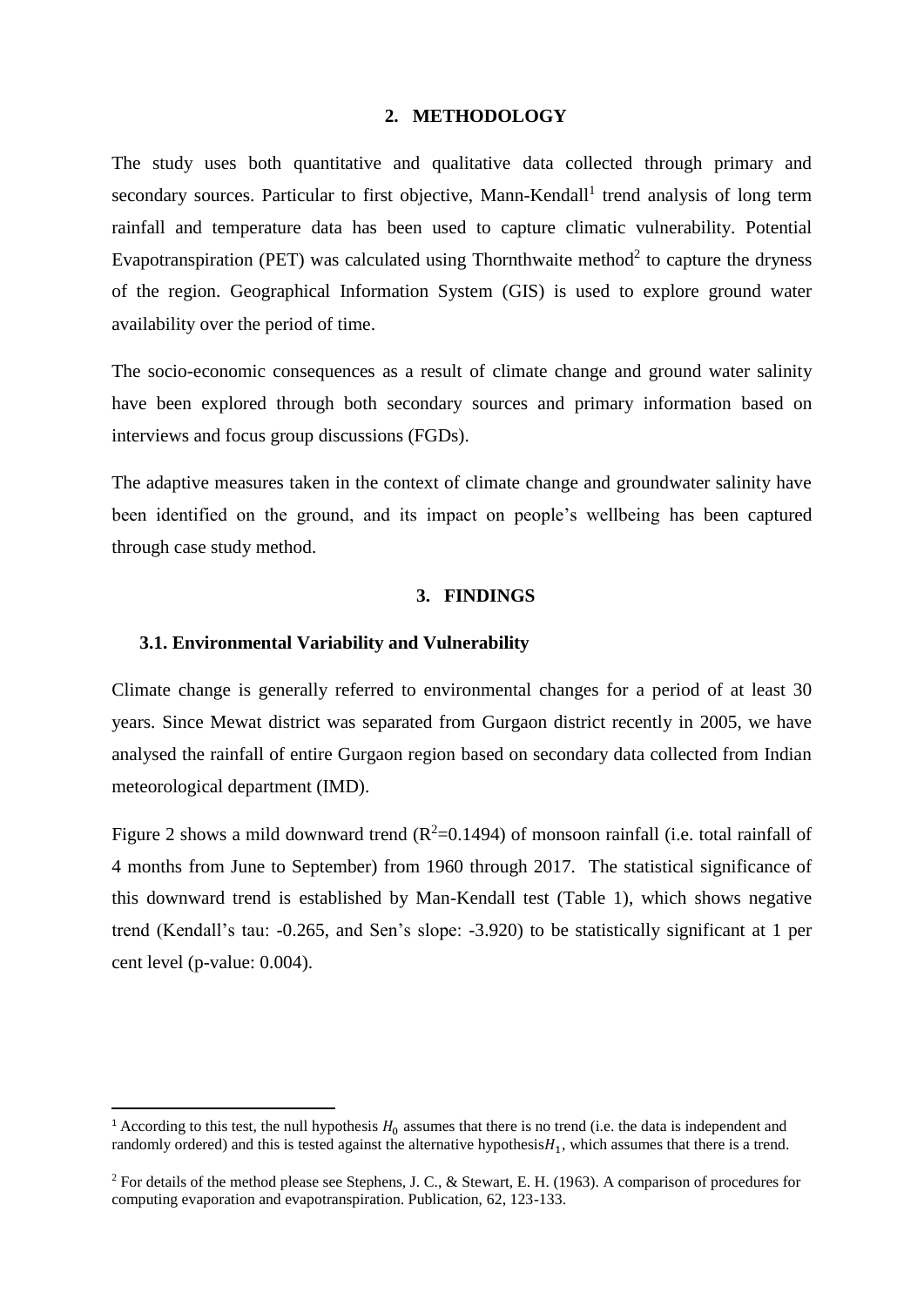## 2. METHODOLOGY

The study uses both quantitative and qualitative data collected through primary and secondary sources. Particular to first objective, Mann-Kendall[1] trend analysis of long term rainfall and temperature data has been used to capture climatic vulnerability. Potential Evapotranspiration (PET) was calculated using Thornthwaite method[2] to capture the dryness of the region. Geographical Information System (GIS) is used to explore ground water availability over the period of time.

The socio-economic consequences as a result of climate change and ground water salinity have been explored through both secondary sources and primary information based on interviews and focus group discussions (FGDs).

The adaptive measures taken in the context of climate change and groundwater salinity have been identified on the ground, and its impact on people's wellbeing has been captured through case study method.

## 3. FINDINGS

### 3.1. Environmental Variability and Vulnerability

Climate change is generally referred to environmental changes for a period of at least 30 years. Since Mewat district was separated from Gurgaon district recently in 2005, we have analysed the rainfall of entire Gurgaon region based on secondary data collected from Indian meteorological department (IMD).

Figure 2 shows a mild downward trend ($R^2$=0.1494) of monsoon rainfall (i.e. total rainfall of 4 months from June to September) from 1960 through 2017. The statistical significance of this downward trend is established by Man-Kendall test (Table 1), which shows negative trend (Kendall's tau: -0.265, and Sen's slope: -3.920) to be statistically significant at 1 per cent level (p-value: 0.004).

---

[1] According to this test, the null hypothesis $H_0$ assumes that there is no trend (i.e. the data is independent and randomly ordered) and this is tested against the alternative hypothesis$H_1$, which assumes that there is a trend.

[2] For details of the method please see Stephens, J. C., & Stewart, E. H. (1963). A comparison of procedures for computing evaporation and evapotranspiration. Publication, 62, 123-133.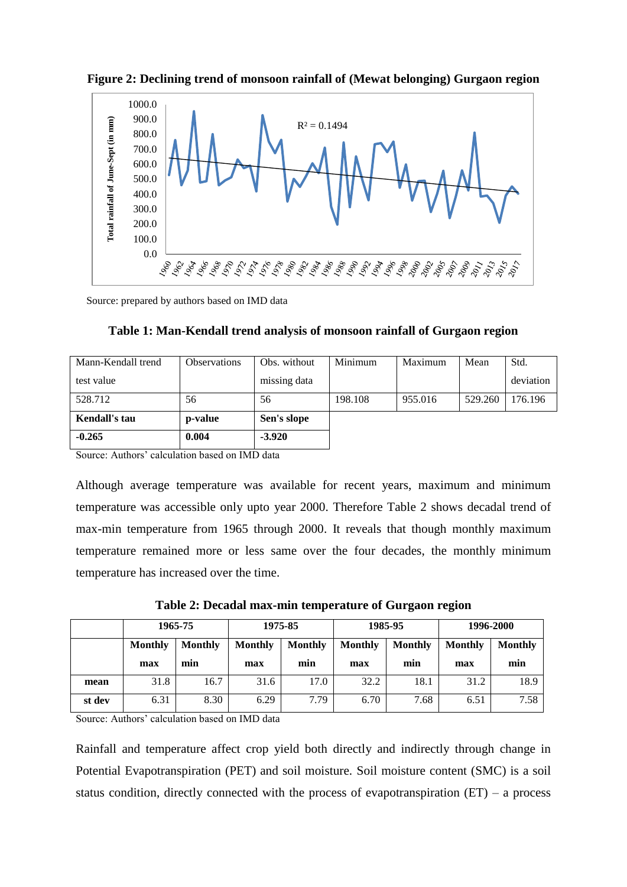**Figure 2: Declining trend of monsoon rainfall of (Mewat belonging) Gurgaon region**

Source: prepared by authors based on IMD data

**Table 1: Man-Kendall trend analysis of monsoon rainfall of Gurgaon region**

| Mann-Kendall trend test value | Observations | Obs. without missing data | Minimum | Maximum | Mean | Std. deviation |
|---|---|---|---|---|---|---|
| 528.712 | 56 | 56 | 198.108 | 955.016 | 529.260 | 176.196 |
| **Kendall's tau** | **p-value** | **Sen's slope** | | | | |
| **-0.265** | **0.004** | **-3.920** | | | | |

Source: Authors' calculation based on IMD data

Although average temperature was available for recent years, maximum and minimum temperature was accessible only upto year 2000. Therefore Table 2 shows decadal trend of max-min temperature from 1965 through 2000. It reveals that though monthly maximum temperature remained more or less same over the four decades, the monthly minimum temperature has increased over the time.

**Table 2: Decadal max-min temperature of Gurgaon region**

| | 1965-75 | | 1975-85 | | 1985-95 | | 1996-2000 | |
|---|---|---|---|---|---|---|---|---|
| | **Monthly max** | **Monthly min** | **Monthly max** | **Monthly min** | **Monthly max** | **Monthly min** | **Monthly max** | **Monthly min** |
| **mean** | 31.8 | 16.7 | 31.6 | 17.0 | 32.2 | 18.1 | 31.2 | 18.9 |
| **st dev** | 6.31 | 8.30 | 6.29 | 7.79 | 6.70 | 7.68 | 6.51 | 7.58 |

Source: Authors' calculation based on IMD data

Rainfall and temperature affect crop yield both directly and indirectly through change in Potential Evapotranspiration (PET) and soil moisture. Soil moisture content (SMC) is a soil status condition, directly connected with the process of evapotranspiration (ET) – a process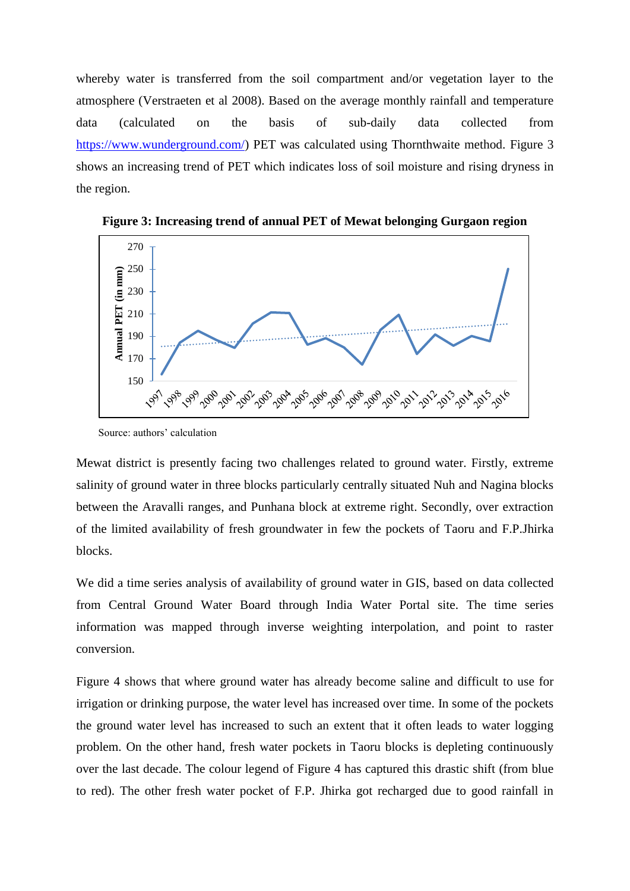whereby water is transferred from the soil compartment and/or vegetation layer to the atmosphere (Verstraeten et al 2008). Based on the average monthly rainfall and temperature data (calculated on the basis of sub-daily data collected from [https://www.wunderground.com/](https://www.wunderground.com/)) PET was calculated using Thornthwaite method. Figure 3 shows an increasing trend of PET which indicates loss of soil moisture and rising dryness in the region.

**Figure 3: Increasing trend of annual PET of Mewat belonging Gurgaon region**

Source: authors' calculation

Mewat district is presently facing two challenges related to ground water. Firstly, extreme salinity of ground water in three blocks particularly centrally situated Nuh and Nagina blocks between the Aravalli ranges, and Punhana block at extreme right. Secondly, over extraction of the limited availability of fresh groundwater in few the pockets of Taoru and F.P.Jhirka blocks.

We did a time series analysis of availability of ground water in GIS, based on data collected from Central Ground Water Board through India Water Portal site. The time series information was mapped through inverse weighting interpolation, and point to raster conversion.

Figure 4 shows that where ground water has already become saline and difficult to use for irrigation or drinking purpose, the water level has increased over time. In some of the pockets the ground water level has increased to such an extent that it often leads to water logging problem. On the other hand, fresh water pockets in Taoru blocks is depleting continuously over the last decade. The colour legend of Figure 4 has captured this drastic shift (from blue to red). The other fresh water pocket of F.P. Jhirka got recharged due to good rainfall in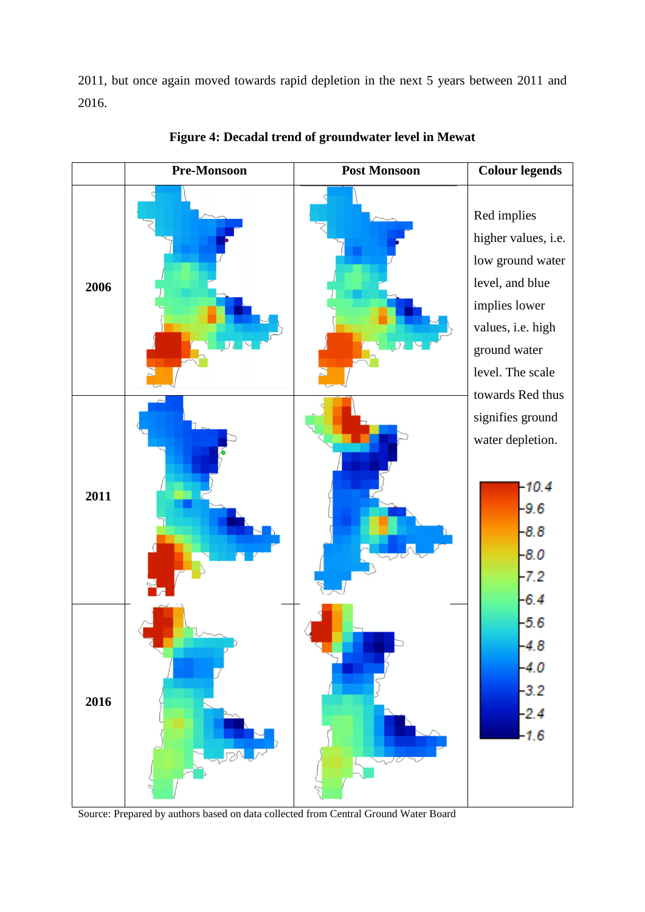2011, but once again moved towards rapid depletion in the next 5 years between 2011 and 2016.

**Figure 4: Decadal trend of groundwater level in Mewat**

| | Pre-Monsoon | Post Monsoon | Colour legends |
|---|---|---|---|
| **2006** | | | Red implies higher values, i.e. low ground water level, and blue implies lower values, i.e. high ground water level. The scale towards Red thus signifies ground water depletion. |
| **2011** | | | 10.4, 9.6, 8.8, 8.0, 7.2, 6.4, 5.6, 4.8, 4.0, 3.2, 2.4, 1.6 |
| **2016** | | | |

Source: Prepared by authors based on data collected from Central Ground Water Board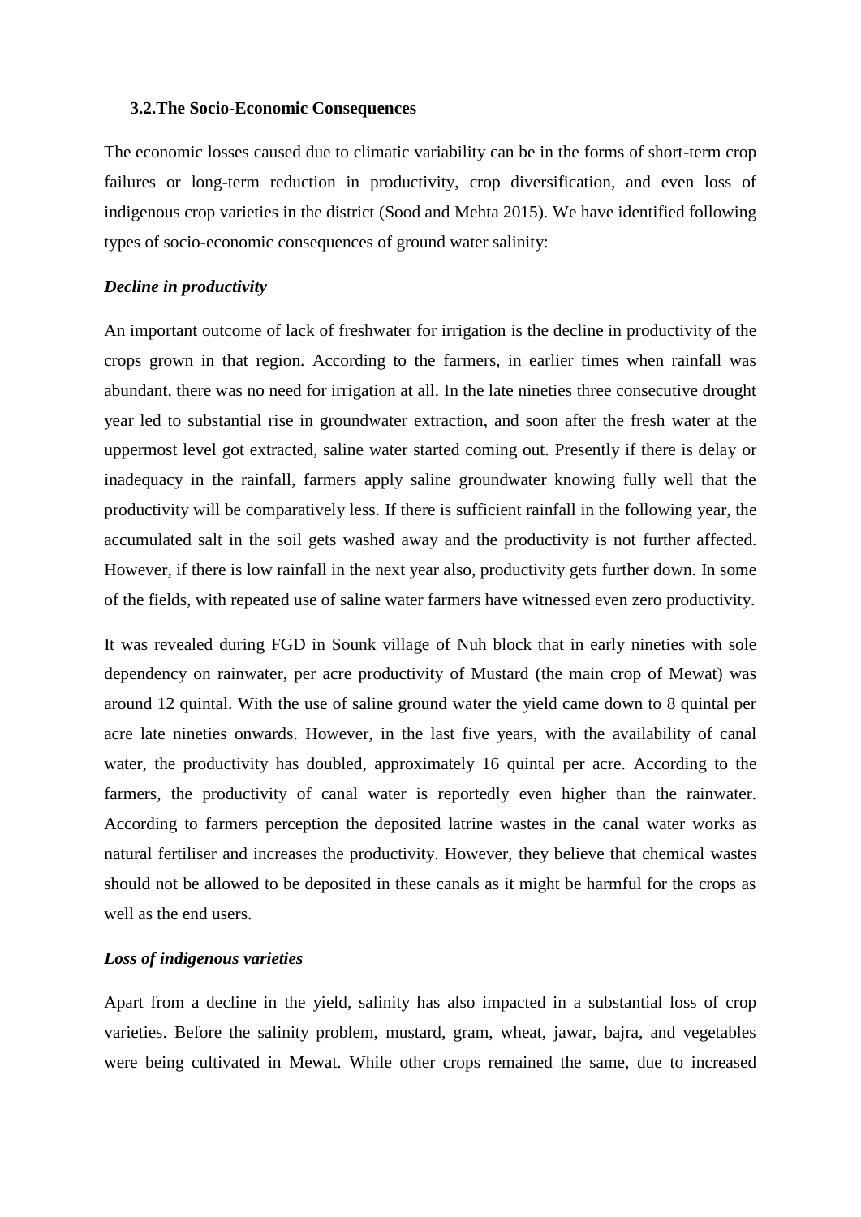### 3.2.The Socio-Economic Consequences

The economic losses caused due to climatic variability can be in the forms of short-term crop failures or long-term reduction in productivity, crop diversification, and even loss of indigenous crop varieties in the district (Sood and Mehta 2015). We have identified following types of socio-economic consequences of ground water salinity:

***Decline in productivity***

An important outcome of lack of freshwater for irrigation is the decline in productivity of the crops grown in that region. According to the farmers, in earlier times when rainfall was abundant, there was no need for irrigation at all. In the late nineties three consecutive drought year led to substantial rise in groundwater extraction, and soon after the fresh water at the uppermost level got extracted, saline water started coming out. Presently if there is delay or inadequacy in the rainfall, farmers apply saline groundwater knowing fully well that the productivity will be comparatively less. If there is sufficient rainfall in the following year, the accumulated salt in the soil gets washed away and the productivity is not further affected. However, if there is low rainfall in the next year also, productivity gets further down. In some of the fields, with repeated use of saline water farmers have witnessed even zero productivity.

It was revealed during FGD in Sounk village of Nuh block that in early nineties with sole dependency on rainwater, per acre productivity of Mustard (the main crop of Mewat) was around 12 quintal. With the use of saline ground water the yield came down to 8 quintal per acre late nineties onwards. However, in the last five years, with the availability of canal water, the productivity has doubled, approximately 16 quintal per acre. According to the farmers, the productivity of canal water is reportedly even higher than the rainwater. According to farmers perception the deposited latrine wastes in the canal water works as natural fertiliser and increases the productivity. However, they believe that chemical wastes should not be allowed to be deposited in these canals as it might be harmful for the crops as well as the end users.

***Loss of indigenous varieties***

Apart from a decline in the yield, salinity has also impacted in a substantial loss of crop varieties. Before the salinity problem, mustard, gram, wheat, jawar, bajra, and vegetables were being cultivated in Mewat. While other crops remained the same, due to increased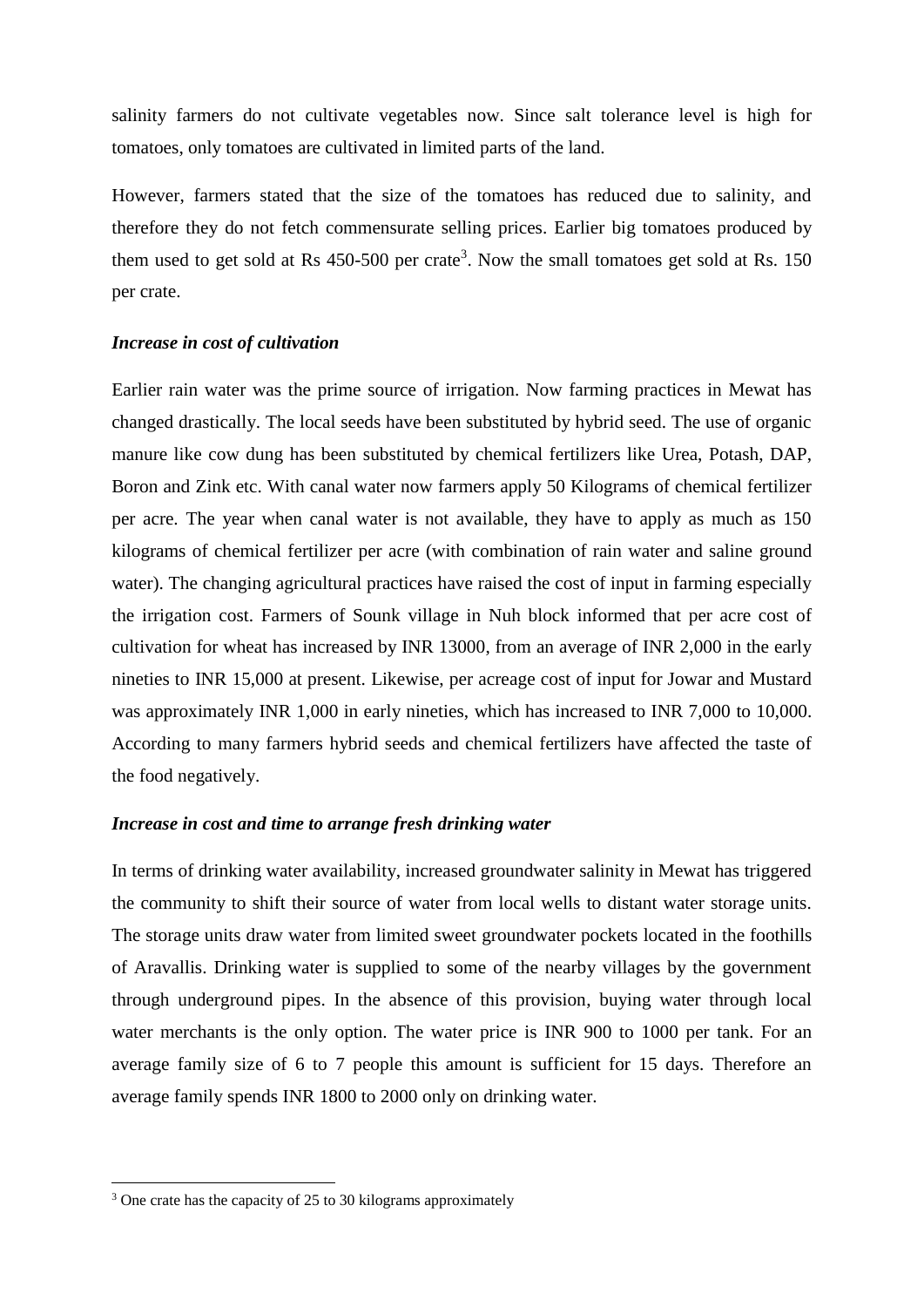salinity farmers do not cultivate vegetables now. Since salt tolerance level is high for tomatoes, only tomatoes are cultivated in limited parts of the land.

However, farmers stated that the size of the tomatoes has reduced due to salinity, and therefore they do not fetch commensurate selling prices. Earlier big tomatoes produced by them used to get sold at Rs 450-500 per crate[3]. Now the small tomatoes get sold at Rs. 150 per crate.

***Increase in cost of cultivation***

Earlier rain water was the prime source of irrigation. Now farming practices in Mewat has changed drastically. The local seeds have been substituted by hybrid seed. The use of organic manure like cow dung has been substituted by chemical fertilizers like Urea, Potash, DAP, Boron and Zink etc. With canal water now farmers apply 50 Kilograms of chemical fertilizer per acre. The year when canal water is not available, they have to apply as much as 150 kilograms of chemical fertilizer per acre (with combination of rain water and saline ground water). The changing agricultural practices have raised the cost of input in farming especially the irrigation cost. Farmers of Sounk village in Nuh block informed that per acre cost of cultivation for wheat has increased by INR 13000, from an average of INR 2,000 in the early nineties to INR 15,000 at present. Likewise, per acreage cost of input for Jowar and Mustard was approximately INR 1,000 in early nineties, which has increased to INR 7,000 to 10,000. According to many farmers hybrid seeds and chemical fertilizers have affected the taste of the food negatively.

***Increase in cost and time to arrange fresh drinking water***

In terms of drinking water availability, increased groundwater salinity in Mewat has triggered the community to shift their source of water from local wells to distant water storage units. The storage units draw water from limited sweet groundwater pockets located in the foothills of Aravallis. Drinking water is supplied to some of the nearby villages by the government through underground pipes. In the absence of this provision, buying water through local water merchants is the only option. The water price is INR 900 to 1000 per tank. For an average family size of 6 to 7 people this amount is sufficient for 15 days. Therefore an average family spends INR 1800 to 2000 only on drinking water.

[3] One crate has the capacity of 25 to 30 kilograms approximately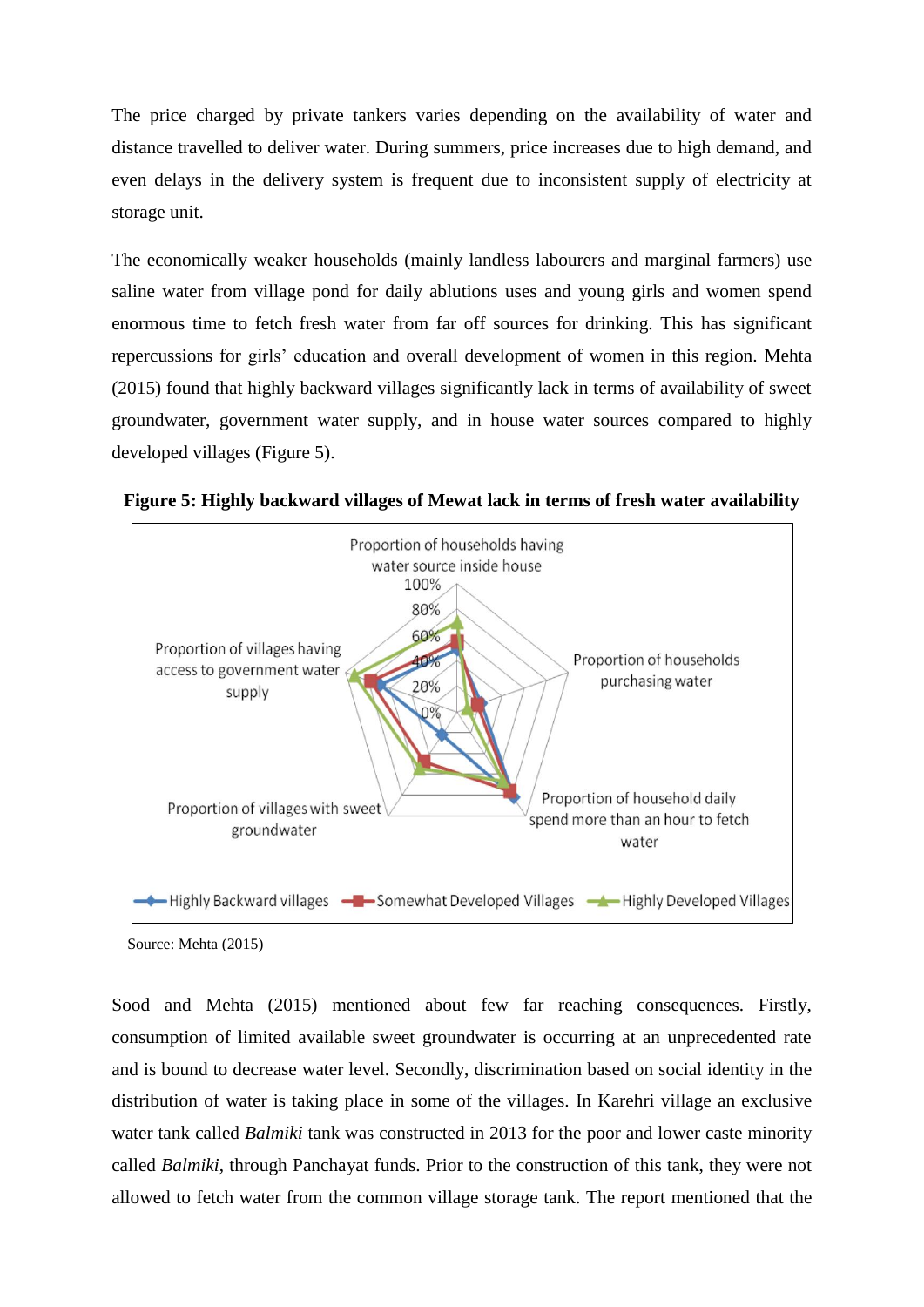The price charged by private tankers varies depending on the availability of water and distance travelled to deliver water. During summers, price increases due to high demand, and even delays in the delivery system is frequent due to inconsistent supply of electricity at storage unit.

The economically weaker households (mainly landless labourers and marginal farmers) use saline water from village pond for daily ablutions uses and young girls and women spend enormous time to fetch fresh water from far off sources for drinking. This has significant repercussions for girls' education and overall development of women in this region. Mehta (2015) found that highly backward villages significantly lack in terms of availability of sweet groundwater, government water supply, and in house water sources compared to highly developed villages (Figure 5).

**Figure 5: Highly backward villages of Mewat lack in terms of fresh water availability**

Source: Mehta (2015)

Sood and Mehta (2015) mentioned about few far reaching consequences. Firstly, consumption of limited available sweet groundwater is occurring at an unprecedented rate and is bound to decrease water level. Secondly, discrimination based on social identity in the distribution of water is taking place in some of the villages. In Karehri village an exclusive water tank called *Balmiki* tank was constructed in 2013 for the poor and lower caste minority called *Balmiki*, through Panchayat funds. Prior to the construction of this tank, they were not allowed to fetch water from the common village storage tank. The report mentioned that the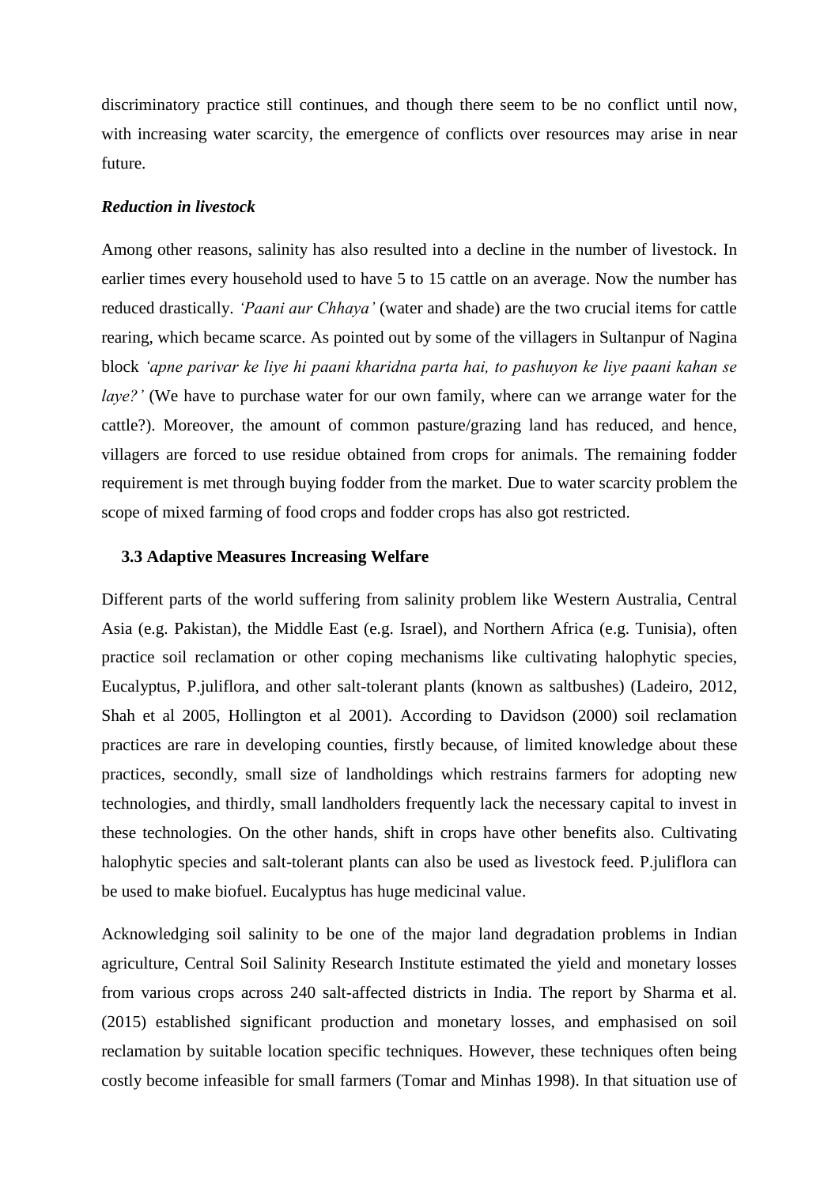discriminatory practice still continues, and though there seem to be no conflict until now, with increasing water scarcity, the emergence of conflicts over resources may arise in near future.

***Reduction in livestock***

Among other reasons, salinity has also resulted into a decline in the number of livestock. In earlier times every household used to have 5 to 15 cattle on an average. Now the number has reduced drastically. *'Paani aur Chhaya'* (water and shade) are the two crucial items for cattle rearing, which became scarce. As pointed out by some of the villagers in Sultanpur of Nagina block *'apne parivar ke liye hi paani kharidna parta hai, to pashuyon ke liye paani kahan se laye?'* (We have to purchase water for our own family, where can we arrange water for the cattle?). Moreover, the amount of common pasture/grazing land has reduced, and hence, villagers are forced to use residue obtained from crops for animals. The remaining fodder requirement is met through buying fodder from the market. Due to water scarcity problem the scope of mixed farming of food crops and fodder crops has also got restricted.

### 3.3 Adaptive Measures Increasing Welfare

Different parts of the world suffering from salinity problem like Western Australia, Central Asia (e.g. Pakistan), the Middle East (e.g. Israel), and Northern Africa (e.g. Tunisia), often practice soil reclamation or other coping mechanisms like cultivating halophytic species, Eucalyptus, P.juliflora, and other salt-tolerant plants (known as saltbushes) (Ladeiro, 2012, Shah et al 2005, Hollington et al 2001). According to Davidson (2000) soil reclamation practices are rare in developing counties, firstly because, of limited knowledge about these practices, secondly, small size of landholdings which restrains farmers for adopting new technologies, and thirdly, small landholders frequently lack the necessary capital to invest in these technologies. On the other hands, shift in crops have other benefits also. Cultivating halophytic species and salt-tolerant plants can also be used as livestock feed. P.juliflora can be used to make biofuel. Eucalyptus has huge medicinal value.

Acknowledging soil salinity to be one of the major land degradation problems in Indian agriculture, Central Soil Salinity Research Institute estimated the yield and monetary losses from various crops across 240 salt-affected districts in India. The report by Sharma et al. (2015) established significant production and monetary losses, and emphasised on soil reclamation by suitable location specific techniques. However, these techniques often being costly become infeasible for small farmers (Tomar and Minhas 1998). In that situation use of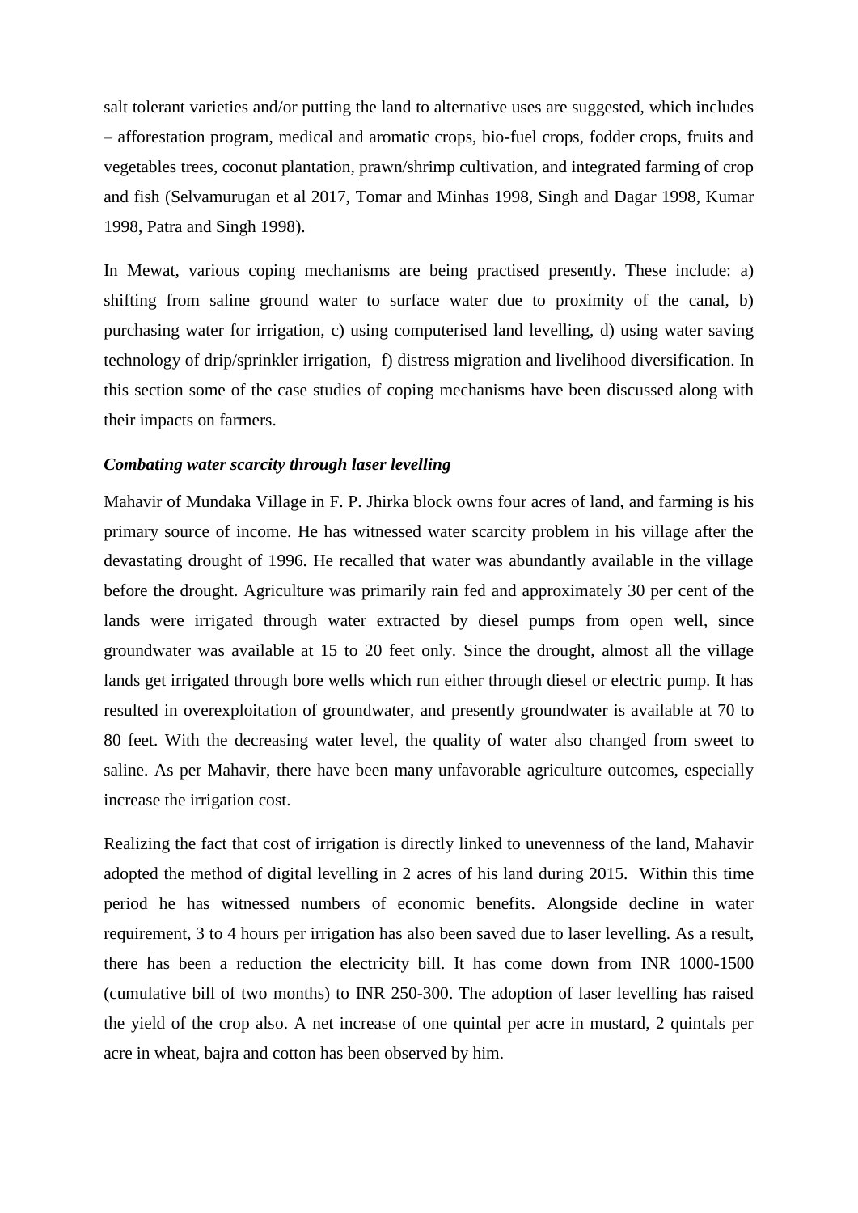salt tolerant varieties and/or putting the land to alternative uses are suggested, which includes – afforestation program, medical and aromatic crops, bio-fuel crops, fodder crops, fruits and vegetables trees, coconut plantation, prawn/shrimp cultivation, and integrated farming of crop and fish (Selvamurugan et al 2017, Tomar and Minhas 1998, Singh and Dagar 1998, Kumar 1998, Patra and Singh 1998).

In Mewat, various coping mechanisms are being practised presently. These include: a) shifting from saline ground water to surface water due to proximity of the canal, b) purchasing water for irrigation, c) using computerised land levelling, d) using water saving technology of drip/sprinkler irrigation, f) distress migration and livelihood diversification. In this section some of the case studies of coping mechanisms have been discussed along with their impacts on farmers.

***Combating water scarcity through laser levelling***

Mahavir of Mundaka Village in F. P. Jhirka block owns four acres of land, and farming is his primary source of income. He has witnessed water scarcity problem in his village after the devastating drought of 1996. He recalled that water was abundantly available in the village before the drought. Agriculture was primarily rain fed and approximately 30 per cent of the lands were irrigated through water extracted by diesel pumps from open well, since groundwater was available at 15 to 20 feet only. Since the drought, almost all the village lands get irrigated through bore wells which run either through diesel or electric pump. It has resulted in overexploitation of groundwater, and presently groundwater is available at 70 to 80 feet. With the decreasing water level, the quality of water also changed from sweet to saline. As per Mahavir, there have been many unfavorable agriculture outcomes, especially increase the irrigation cost.

Realizing the fact that cost of irrigation is directly linked to unevenness of the land, Mahavir adopted the method of digital levelling in 2 acres of his land during 2015. Within this time period he has witnessed numbers of economic benefits. Alongside decline in water requirement, 3 to 4 hours per irrigation has also been saved due to laser levelling. As a result, there has been a reduction the electricity bill. It has come down from INR 1000-1500 (cumulative bill of two months) to INR 250-300. The adoption of laser levelling has raised the yield of the crop also. A net increase of one quintal per acre in mustard, 2 quintals per acre in wheat, bajra and cotton has been observed by him.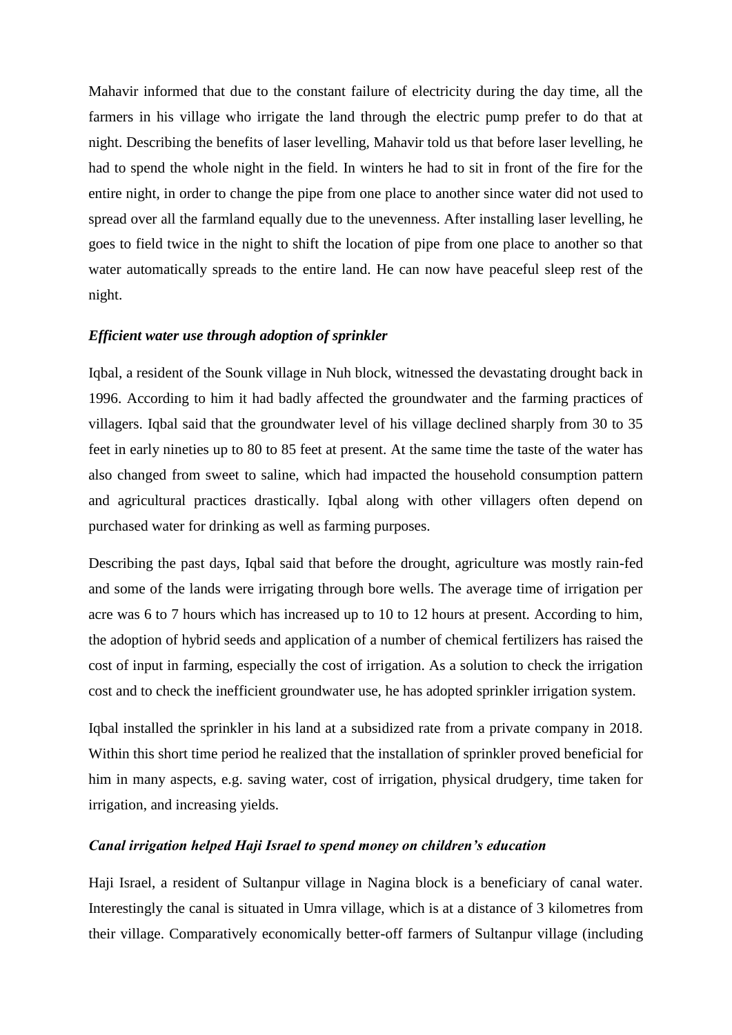Mahavir informed that due to the constant failure of electricity during the day time, all the farmers in his village who irrigate the land through the electric pump prefer to do that at night. Describing the benefits of laser levelling, Mahavir told us that before laser levelling, he had to spend the whole night in the field. In winters he had to sit in front of the fire for the entire night, in order to change the pipe from one place to another since water did not used to spread over all the farmland equally due to the unevenness. After installing laser levelling, he goes to field twice in the night to shift the location of pipe from one place to another so that water automatically spreads to the entire land. He can now have peaceful sleep rest of the night.

### *Efficient water use through adoption of sprinkler*

Iqbal, a resident of the Sounk village in Nuh block, witnessed the devastating drought back in 1996. According to him it had badly affected the groundwater and the farming practices of villagers. Iqbal said that the groundwater level of his village declined sharply from 30 to 35 feet in early nineties up to 80 to 85 feet at present. At the same time the taste of the water has also changed from sweet to saline, which had impacted the household consumption pattern and agricultural practices drastically. Iqbal along with other villagers often depend on purchased water for drinking as well as farming purposes.

Describing the past days, Iqbal said that before the drought, agriculture was mostly rain-fed and some of the lands were irrigating through bore wells. The average time of irrigation per acre was 6 to 7 hours which has increased up to 10 to 12 hours at present. According to him, the adoption of hybrid seeds and application of a number of chemical fertilizers has raised the cost of input in farming, especially the cost of irrigation. As a solution to check the irrigation cost and to check the inefficient groundwater use, he has adopted sprinkler irrigation system.

Iqbal installed the sprinkler in his land at a subsidized rate from a private company in 2018. Within this short time period he realized that the installation of sprinkler proved beneficial for him in many aspects, e.g. saving water, cost of irrigation, physical drudgery, time taken for irrigation, and increasing yields.

### *Canal irrigation helped Haji Israel to spend money on children's education*

Haji Israel, a resident of Sultanpur village in Nagina block is a beneficiary of canal water. Interestingly the canal is situated in Umra village, which is at a distance of 3 kilometres from their village. Comparatively economically better-off farmers of Sultanpur village (including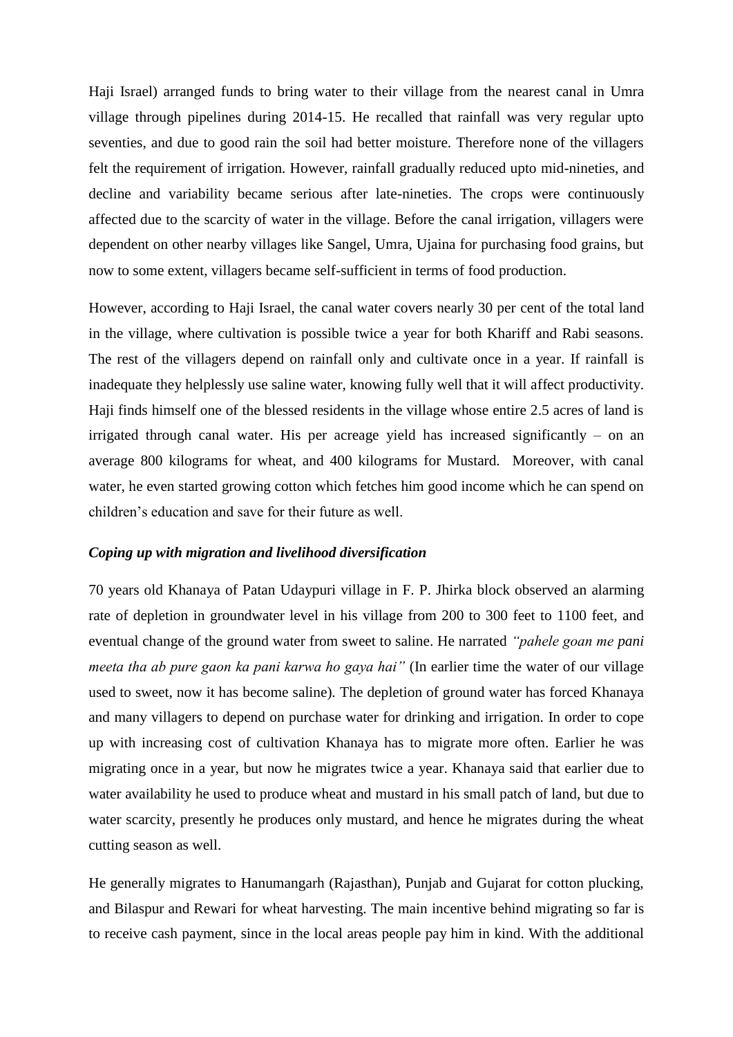Haji Israel) arranged funds to bring water to their village from the nearest canal in Umra village through pipelines during 2014-15. He recalled that rainfall was very regular upto seventies, and due to good rain the soil had better moisture. Therefore none of the villagers felt the requirement of irrigation. However, rainfall gradually reduced upto mid-nineties, and decline and variability became serious after late-nineties. The crops were continuously affected due to the scarcity of water in the village. Before the canal irrigation, villagers were dependent on other nearby villages like Sangel, Umra, Ujaina for purchasing food grains, but now to some extent, villagers became self-sufficient in terms of food production.

However, according to Haji Israel, the canal water covers nearly 30 per cent of the total land in the village, where cultivation is possible twice a year for both Khariff and Rabi seasons. The rest of the villagers depend on rainfall only and cultivate once in a year. If rainfall is inadequate they helplessly use saline water, knowing fully well that it will affect productivity. Haji finds himself one of the blessed residents in the village whose entire 2.5 acres of land is irrigated through canal water. His per acreage yield has increased significantly – on an average 800 kilograms for wheat, and 400 kilograms for Mustard. Moreover, with canal water, he even started growing cotton which fetches him good income which he can spend on children's education and save for their future as well.

### *Coping up with migration and livelihood diversification*

70 years old Khanaya of Patan Udaypuri village in F. P. Jhirka block observed an alarming rate of depletion in groundwater level in his village from 200 to 300 feet to 1100 feet, and eventual change of the ground water from sweet to saline. He narrated *"pahele goan me pani meeta tha ab pure gaon ka pani karwa ho gaya hai"* (In earlier time the water of our village used to sweet, now it has become saline). The depletion of ground water has forced Khanaya and many villagers to depend on purchase water for drinking and irrigation. In order to cope up with increasing cost of cultivation Khanaya has to migrate more often. Earlier he was migrating once in a year, but now he migrates twice a year. Khanaya said that earlier due to water availability he used to produce wheat and mustard in his small patch of land, but due to water scarcity, presently he produces only mustard, and hence he migrates during the wheat cutting season as well.

He generally migrates to Hanumangarh (Rajasthan), Punjab and Gujarat for cotton plucking, and Bilaspur and Rewari for wheat harvesting. The main incentive behind migrating so far is to receive cash payment, since in the local areas people pay him in kind. With the additional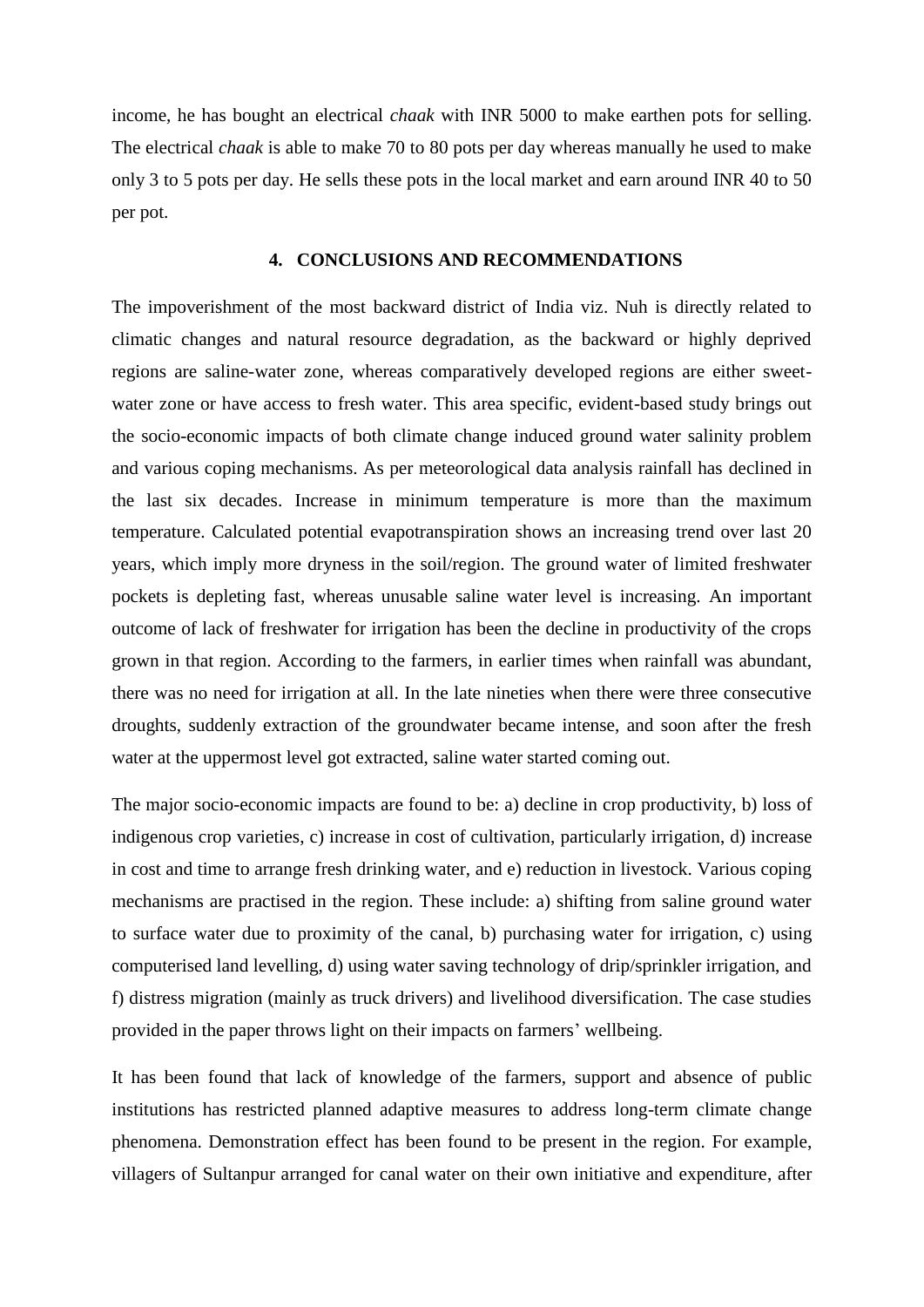income, he has bought an electrical *chaak* with INR 5000 to make earthen pots for selling. The electrical *chaak* is able to make 70 to 80 pots per day whereas manually he used to make only 3 to 5 pots per day. He sells these pots in the local market and earn around INR 40 to 50 per pot.

## 4. CONCLUSIONS AND RECOMMENDATIONS

The impoverishment of the most backward district of India viz. Nuh is directly related to climatic changes and natural resource degradation, as the backward or highly deprived regions are saline-water zone, whereas comparatively developed regions are either sweet-water zone or have access to fresh water. This area specific, evident-based study brings out the socio-economic impacts of both climate change induced ground water salinity problem and various coping mechanisms. As per meteorological data analysis rainfall has declined in the last six decades. Increase in minimum temperature is more than the maximum temperature. Calculated potential evapotranspiration shows an increasing trend over last 20 years, which imply more dryness in the soil/region. The ground water of limited freshwater pockets is depleting fast, whereas unusable saline water level is increasing. An important outcome of lack of freshwater for irrigation has been the decline in productivity of the crops grown in that region. According to the farmers, in earlier times when rainfall was abundant, there was no need for irrigation at all. In the late nineties when there were three consecutive droughts, suddenly extraction of the groundwater became intense, and soon after the fresh water at the uppermost level got extracted, saline water started coming out.

The major socio-economic impacts are found to be: a) decline in crop productivity, b) loss of indigenous crop varieties, c) increase in cost of cultivation, particularly irrigation, d) increase in cost and time to arrange fresh drinking water, and e) reduction in livestock. Various coping mechanisms are practised in the region. These include: a) shifting from saline ground water to surface water due to proximity of the canal, b) purchasing water for irrigation, c) using computerised land levelling, d) using water saving technology of drip/sprinkler irrigation, and f) distress migration (mainly as truck drivers) and livelihood diversification. The case studies provided in the paper throws light on their impacts on farmers' wellbeing.

It has been found that lack of knowledge of the farmers, support and absence of public institutions has restricted planned adaptive measures to address long-term climate change phenomena. Demonstration effect has been found to be present in the region. For example, villagers of Sultanpur arranged for canal water on their own initiative and expenditure, after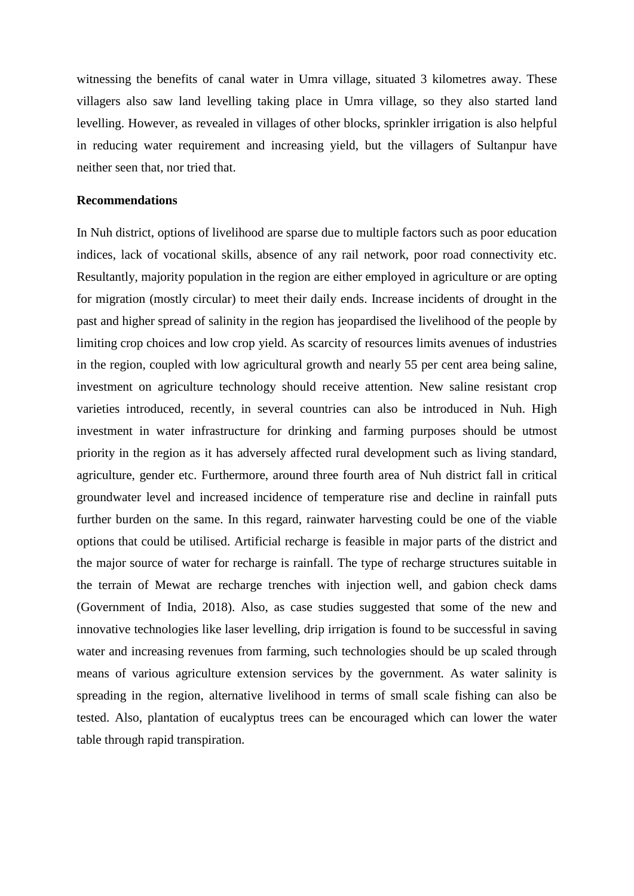witnessing the benefits of canal water in Umra village, situated 3 kilometres away. These villagers also saw land levelling taking place in Umra village, so they also started land levelling. However, as revealed in villages of other blocks, sprinkler irrigation is also helpful in reducing water requirement and increasing yield, but the villagers of Sultanpur have neither seen that, nor tried that.

**Recommendations**

In Nuh district, options of livelihood are sparse due to multiple factors such as poor education indices, lack of vocational skills, absence of any rail network, poor road connectivity etc. Resultantly, majority population in the region are either employed in agriculture or are opting for migration (mostly circular) to meet their daily ends. Increase incidents of drought in the past and higher spread of salinity in the region has jeopardised the livelihood of the people by limiting crop choices and low crop yield. As scarcity of resources limits avenues of industries in the region, coupled with low agricultural growth and nearly 55 per cent area being saline, investment on agriculture technology should receive attention. New saline resistant crop varieties introduced, recently, in several countries can also be introduced in Nuh. High investment in water infrastructure for drinking and farming purposes should be utmost priority in the region as it has adversely affected rural development such as living standard, agriculture, gender etc. Furthermore, around three fourth area of Nuh district fall in critical groundwater level and increased incidence of temperature rise and decline in rainfall puts further burden on the same. In this regard, rainwater harvesting could be one of the viable options that could be utilised. Artificial recharge is feasible in major parts of the district and the major source of water for recharge is rainfall. The type of recharge structures suitable in the terrain of Mewat are recharge trenches with injection well, and gabion check dams (Government of India, 2018). Also, as case studies suggested that some of the new and innovative technologies like laser levelling, drip irrigation is found to be successful in saving water and increasing revenues from farming, such technologies should be up scaled through means of various agriculture extension services by the government. As water salinity is spreading in the region, alternative livelihood in terms of small scale fishing can also be tested. Also, plantation of eucalyptus trees can be encouraged which can lower the water table through rapid transpiration.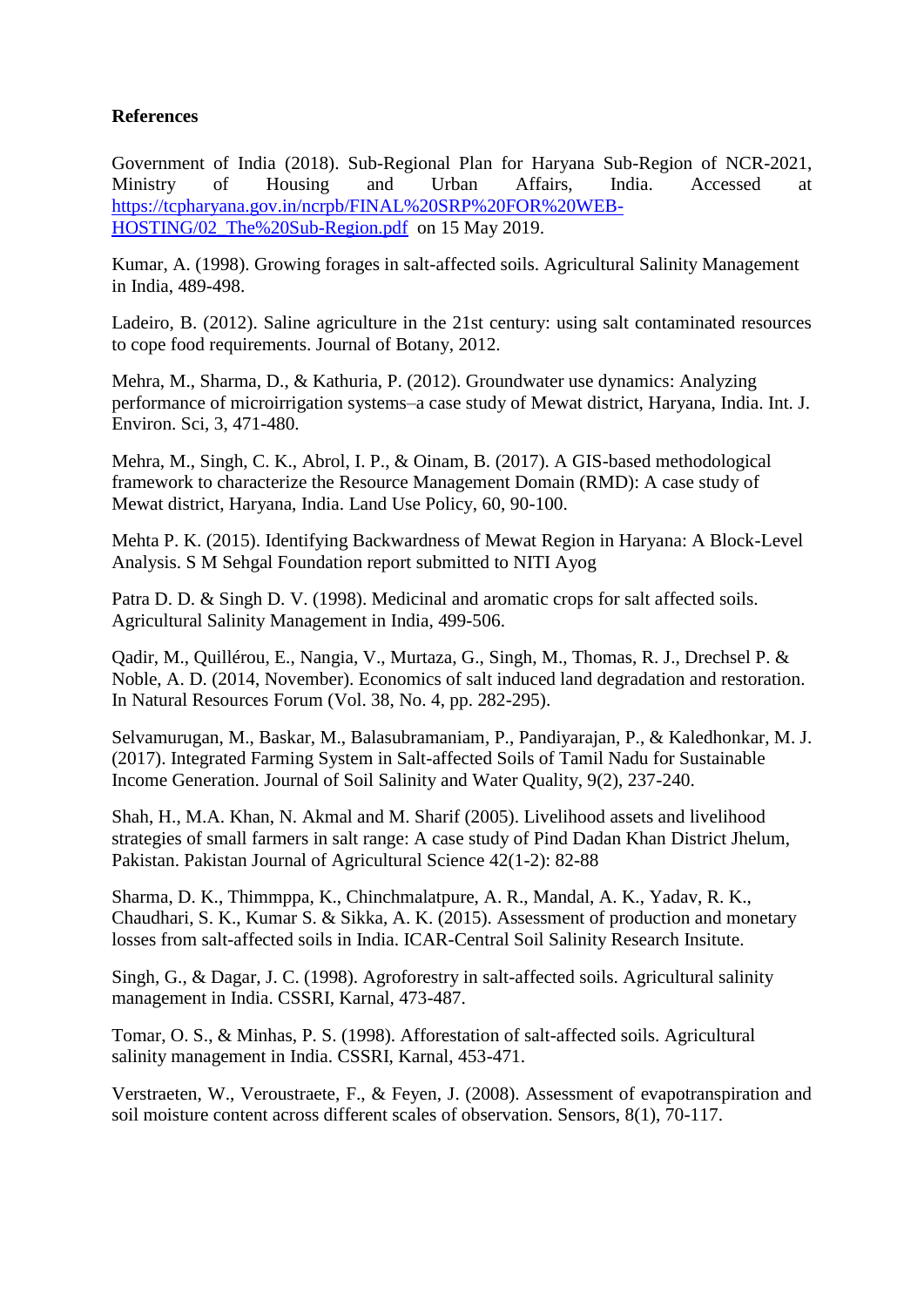**References**

Government of India (2018). Sub-Regional Plan for Haryana Sub-Region of NCR-2021, Ministry of Housing and Urban Affairs, India. Accessed at https://tcpharyana.gov.in/ncrpb/FINAL%20SRP%20FOR%20WEB-HOSTING/02_The%20Sub-Region.pdf on 15 May 2019.

Kumar, A. (1998). Growing forages in salt-affected soils. Agricultural Salinity Management in India, 489-498.

Ladeiro, B. (2012). Saline agriculture in the 21st century: using salt contaminated resources to cope food requirements. Journal of Botany, 2012.

Mehra, M., Sharma, D., & Kathuria, P. (2012). Groundwater use dynamics: Analyzing performance of microirrigation systems–a case study of Mewat district, Haryana, India. Int. J. Environ. Sci, 3, 471-480.

Mehra, M., Singh, C. K., Abrol, I. P., & Oinam, B. (2017). A GIS-based methodological framework to characterize the Resource Management Domain (RMD): A case study of Mewat district, Haryana, India. Land Use Policy, 60, 90-100.

Mehta P. K. (2015). Identifying Backwardness of Mewat Region in Haryana: A Block-Level Analysis. S M Sehgal Foundation report submitted to NITI Ayog

Patra D. D. & Singh D. V. (1998). Medicinal and aromatic crops for salt affected soils. Agricultural Salinity Management in India, 499-506.

Qadir, M., Quillérou, E., Nangia, V., Murtaza, G., Singh, M., Thomas, R. J., Drechsel P. & Noble, A. D. (2014, November). Economics of salt induced land degradation and restoration. In Natural Resources Forum (Vol. 38, No. 4, pp. 282-295).

Selvamurugan, M., Baskar, M., Balasubramaniam, P., Pandiyarajan, P., & Kaledhonkar, M. J. (2017). Integrated Farming System in Salt-affected Soils of Tamil Nadu for Sustainable Income Generation. Journal of Soil Salinity and Water Quality, 9(2), 237-240.

Shah, H., M.A. Khan, N. Akmal and M. Sharif (2005). Livelihood assets and livelihood strategies of small farmers in salt range: A case study of Pind Dadan Khan District Jhelum, Pakistan. Pakistan Journal of Agricultural Science 42(1-2): 82-88

Sharma, D. K., Thimmppa, K., Chinchmalatpure, A. R., Mandal, A. K., Yadav, R. K., Chaudhari, S. K., Kumar S. & Sikka, A. K. (2015). Assessment of production and monetary losses from salt-affected soils in India. ICAR-Central Soil Salinity Research Insitute.

Singh, G., & Dagar, J. C. (1998). Agroforestry in salt-affected soils. Agricultural salinity management in India. CSSRI, Karnal, 473-487.

Tomar, O. S., & Minhas, P. S. (1998). Afforestation of salt-affected soils. Agricultural salinity management in India. CSSRI, Karnal, 453-471.

Verstraeten, W., Veroustraete, F., & Feyen, J. (2008). Assessment of evapotranspiration and soil moisture content across different scales of observation. Sensors, 8(1), 70-117.